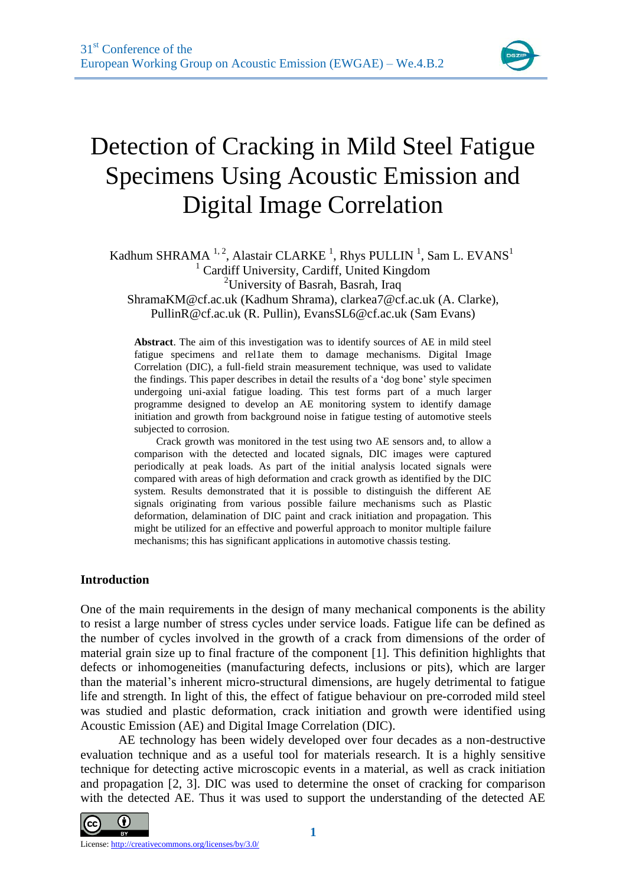# Detection of Cracking in Mild Steel Fatigue Specimens Using Acoustic Emission and Digital Image Correlation

Kadhum SHRAMA [1, 2], Alastair CLARKE [1], Rhys PULLIN [1], Sam L. EVANS[1]

[1] Cardiff University, Cardiff, United Kingdom

[2]University of Basrah, Basrah, Iraq

ShramaKM@cf.ac.uk (Kadhum Shrama), clarkea7@cf.ac.uk (A. Clarke), PullinR@cf.ac.uk (R. Pullin), EvansSL6@cf.ac.uk (Sam Evans)

**Abstract**. The aim of this investigation was to identify sources of AE in mild steel fatigue specimens and rel1ate them to damage mechanisms. Digital Image Correlation (DIC), a full-field strain measurement technique, was used to validate the findings. This paper describes in detail the results of a 'dog bone' style specimen undergoing uni-axial fatigue loading. This test forms part of a much larger programme designed to develop an AE monitoring system to identify damage initiation and growth from background noise in fatigue testing of automotive steels subjected to corrosion.

Crack growth was monitored in the test using two AE sensors and, to allow a comparison with the detected and located signals, DIC images were captured periodically at peak loads. As part of the initial analysis located signals were compared with areas of high deformation and crack growth as identified by the DIC system. Results demonstrated that it is possible to distinguish the different AE signals originating from various possible failure mechanisms such as Plastic deformation, delamination of DIC paint and crack initiation and propagation. This might be utilized for an effective and powerful approach to monitor multiple failure mechanisms; this has significant applications in automotive chassis testing.

## Introduction

One of the main requirements in the design of many mechanical components is the ability to resist a large number of stress cycles under service loads. Fatigue life can be defined as the number of cycles involved in the growth of a crack from dimensions of the order of material grain size up to final fracture of the component [1]. This definition highlights that defects or inhomogeneities (manufacturing defects, inclusions or pits), which are larger than the material's inherent micro-structural dimensions, are hugely detrimental to fatigue life and strength. In light of this, the effect of fatigue behaviour on pre-corroded mild steel was studied and plastic deformation, crack initiation and growth were identified using Acoustic Emission (AE) and Digital Image Correlation (DIC).

AE technology has been widely developed over four decades as a non-destructive evaluation technique and as a useful tool for materials research. It is a highly sensitive technique for detecting active microscopic events in a material, as well as crack initiation and propagation [2, 3]. DIC was used to determine the onset of cracking for comparison with the detected AE. Thus it was used to support the understanding of the detected AE

License: http://creativecommons.org/licenses/by/3.0/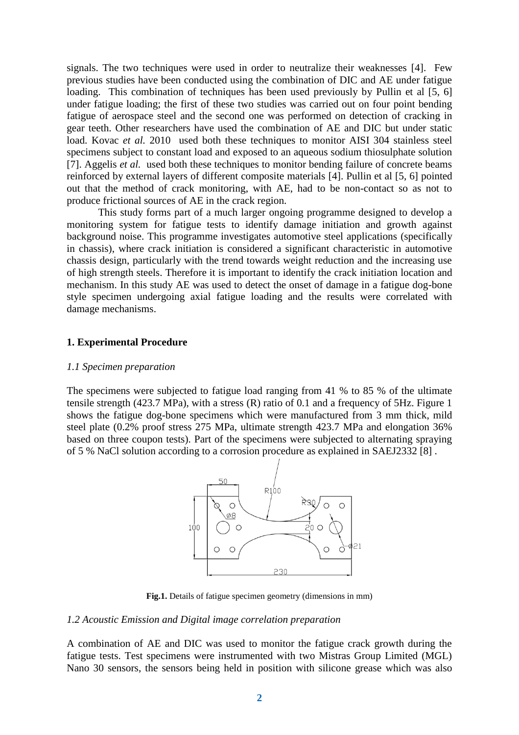signals. The two techniques were used in order to neutralize their weaknesses [4]. Few previous studies have been conducted using the combination of DIC and AE under fatigue loading. This combination of techniques has been used previously by Pullin et al [5, 6] under fatigue loading; the first of these two studies was carried out on four point bending fatigue of aerospace steel and the second one was performed on detection of cracking in gear teeth. Other researchers have used the combination of AE and DIC but under static load. Kovac *et al.* 2010 used both these techniques to monitor AISI 304 stainless steel specimens subject to constant load and exposed to an aqueous sodium thiosulphate solution [7]. Aggelis *et al.* used both these techniques to monitor bending failure of concrete beams reinforced by external layers of different composite materials [4]. Pullin et al [5, 6] pointed out that the method of crack monitoring, with AE, had to be non-contact so as not to produce frictional sources of AE in the crack region.

This study forms part of a much larger ongoing programme designed to develop a monitoring system for fatigue tests to identify damage initiation and growth against background noise. This programme investigates automotive steel applications (specifically in chassis), where crack initiation is considered a significant characteristic in automotive chassis design, particularly with the trend towards weight reduction and the increasing use of high strength steels. Therefore it is important to identify the crack initiation location and mechanism. In this study AE was used to detect the onset of damage in a fatigue dog-bone style specimen undergoing axial fatigue loading and the results were correlated with damage mechanisms.

## 1. Experimental Procedure

### *1.1 Specimen preparation*

The specimens were subjected to fatigue load ranging from 41 % to 85 % of the ultimate tensile strength (423.7 MPa), with a stress (R) ratio of 0.1 and a frequency of 5Hz. Figure 1 shows the fatigue dog-bone specimens which were manufactured from 3 mm thick, mild steel plate (0.2% proof stress 275 MPa, ultimate strength 423.7 MPa and elongation 36% based on three coupon tests). Part of the specimens were subjected to alternating spraying of 5 % NaCl solution according to a corrosion procedure as explained in SAEJ2332 [8] .

**Fig.1.** Details of fatigue specimen geometry (dimensions in mm)

### *1.2 Acoustic Emission and Digital image correlation preparation*

A combination of AE and DIC was used to monitor the fatigue crack growth during the fatigue tests. Test specimens were instrumented with two Mistras Group Limited (MGL) Nano 30 sensors, the sensors being held in position with silicone grease which was also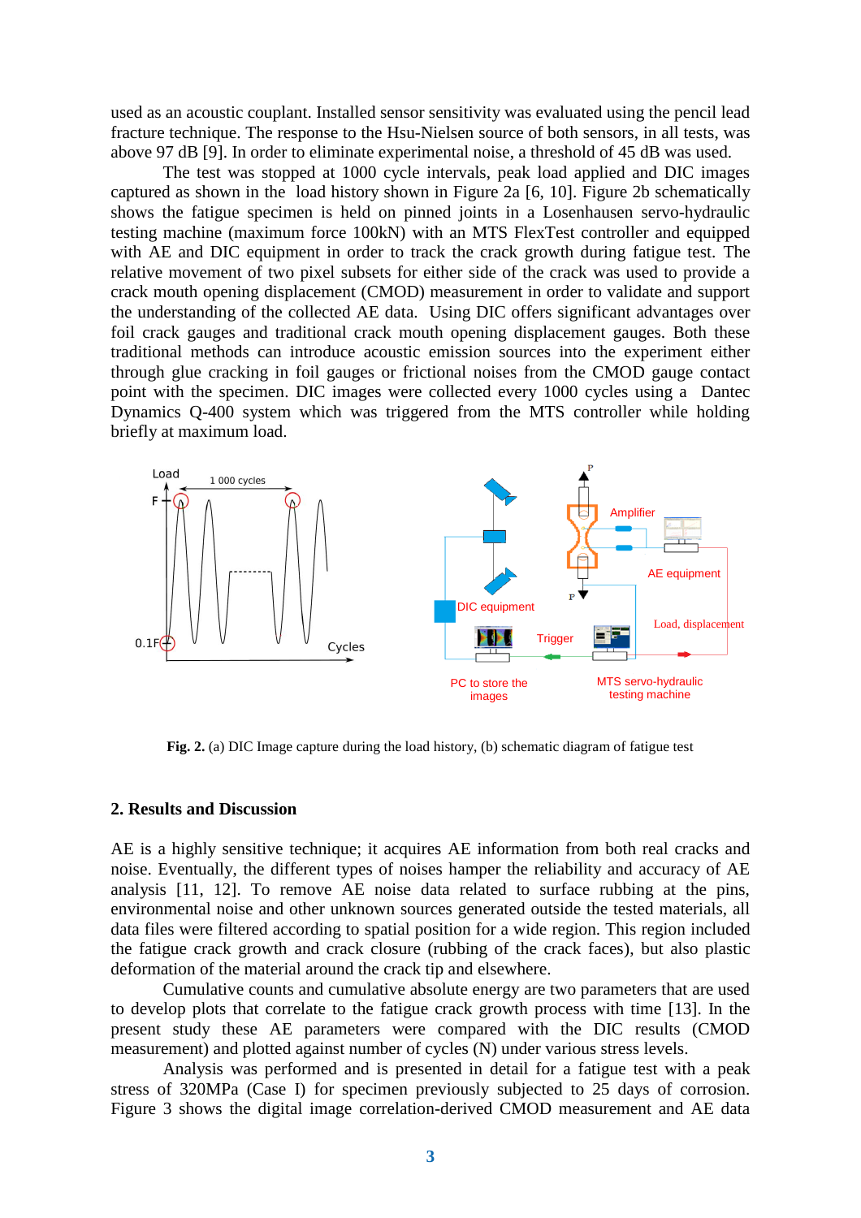used as an acoustic couplant. Installed sensor sensitivity was evaluated using the pencil lead fracture technique. The response to the Hsu-Nielsen source of both sensors, in all tests, was above 97 dB [9]. In order to eliminate experimental noise, a threshold of 45 dB was used.

The test was stopped at 1000 cycle intervals, peak load applied and DIC images captured as shown in the load history shown in Figure 2a [6, 10]. Figure 2b schematically shows the fatigue specimen is held on pinned joints in a Losenhausen servo-hydraulic testing machine (maximum force 100kN) with an MTS FlexTest controller and equipped with AE and DIC equipment in order to track the crack growth during fatigue test. The relative movement of two pixel subsets for either side of the crack was used to provide a crack mouth opening displacement (CMOD) measurement in order to validate and support the understanding of the collected AE data. Using DIC offers significant advantages over foil crack gauges and traditional crack mouth opening displacement gauges. Both these traditional methods can introduce acoustic emission sources into the experiment either through glue cracking in foil gauges or frictional noises from the CMOD gauge contact point with the specimen. DIC images were collected every 1000 cycles using a Dantec Dynamics Q-400 system which was triggered from the MTS controller while holding briefly at maximum load.

**Fig. 2.** (a) DIC Image capture during the load history, (b) schematic diagram of fatigue test

## 2. Results and Discussion

AE is a highly sensitive technique; it acquires AE information from both real cracks and noise. Eventually, the different types of noises hamper the reliability and accuracy of AE analysis [11, 12]. To remove AE noise data related to surface rubbing at the pins, environmental noise and other unknown sources generated outside the tested materials, all data files were filtered according to spatial position for a wide region. This region included the fatigue crack growth and crack closure (rubbing of the crack faces), but also plastic deformation of the material around the crack tip and elsewhere.

Cumulative counts and cumulative absolute energy are two parameters that are used to develop plots that correlate to the fatigue crack growth process with time [13]. In the present study these AE parameters were compared with the DIC results (CMOD measurement) and plotted against number of cycles (N) under various stress levels.

Analysis was performed and is presented in detail for a fatigue test with a peak stress of 320MPa (Case I) for specimen previously subjected to 25 days of corrosion. Figure 3 shows the digital image correlation-derived CMOD measurement and AE data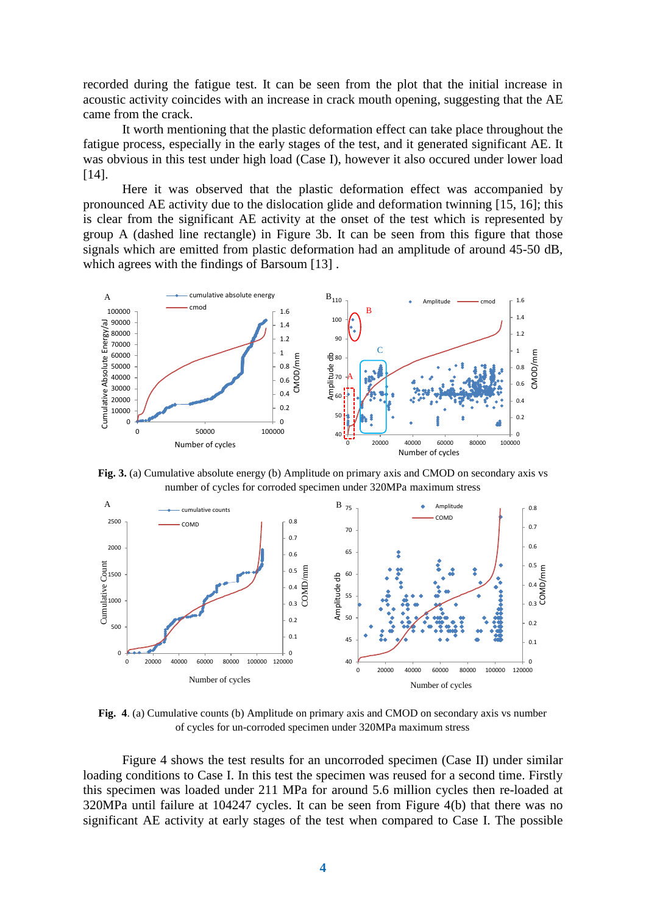recorded during the fatigue test. It can be seen from the plot that the initial increase in acoustic activity coincides with an increase in crack mouth opening, suggesting that the AE came from the crack.

It worth mentioning that the plastic deformation effect can take place throughout the fatigue process, especially in the early stages of the test, and it generated significant AE. It was obvious in this test under high load (Case I), however it also occured under lower load [14].

Here it was observed that the plastic deformation effect was accompanied by pronounced AE activity due to the dislocation glide and deformation twinning [15, 16]; this is clear from the significant AE activity at the onset of the test which is represented by group A (dashed line rectangle) in Figure 3b. It can be seen from this figure that those signals which are emitted from plastic deformation had an amplitude of around 45-50 dB, which agrees with the findings of Barsoum [13] .

**Fig. 3.** (a) Cumulative absolute energy (b) Amplitude on primary axis and CMOD on secondary axis vs number of cycles for corroded specimen under 320MPa maximum stress

**Fig. 4**. (a) Cumulative counts (b) Amplitude on primary axis and CMOD on secondary axis vs number of cycles for un-corroded specimen under 320MPa maximum stress

Figure 4 shows the test results for an uncorroded specimen (Case II) under similar loading conditions to Case I. In this test the specimen was reused for a second time. Firstly this specimen was loaded under 211 MPa for around 5.6 million cycles then re-loaded at 320MPa until failure at 104247 cycles. It can be seen from Figure 4(b) that there was no significant AE activity at early stages of the test when compared to Case I. The possible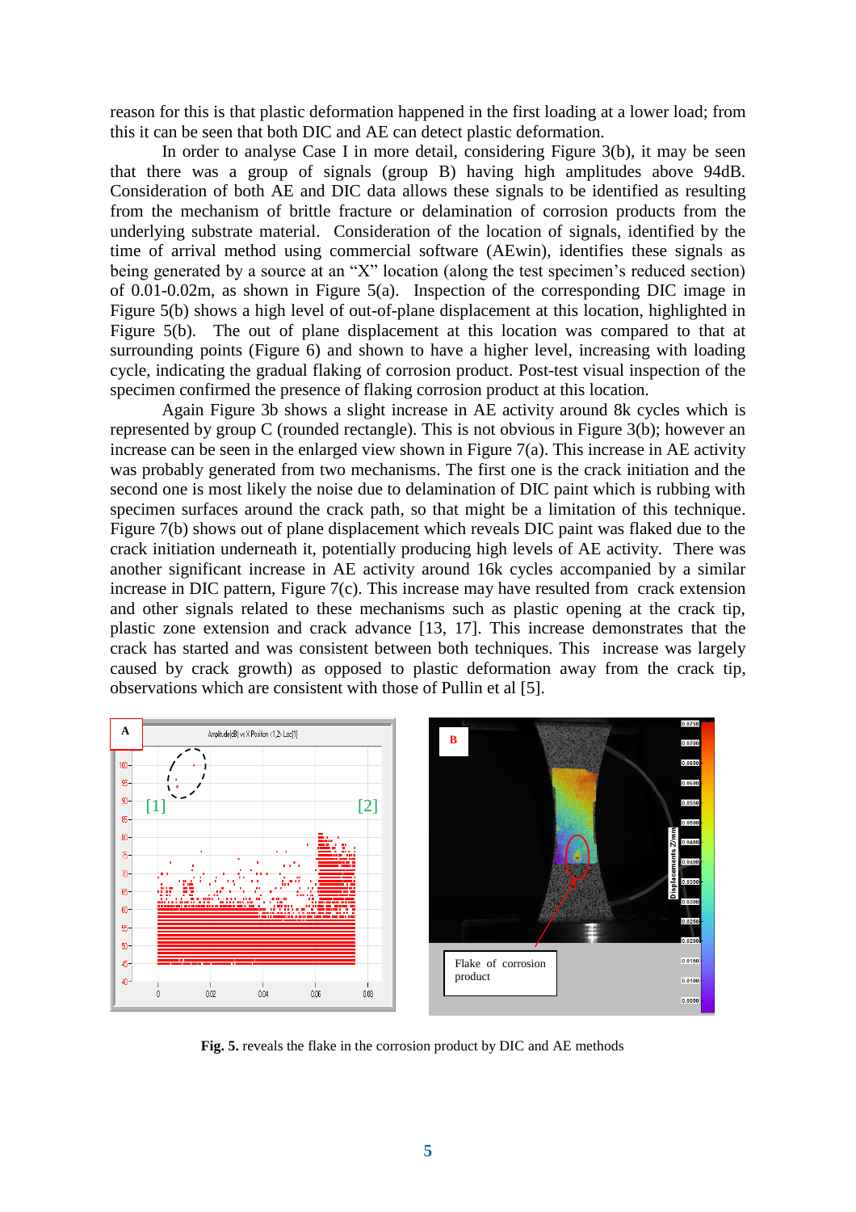reason for this is that plastic deformation happened in the first loading at a lower load; from this it can be seen that both DIC and AE can detect plastic deformation.

In order to analyse Case I in more detail, considering Figure 3(b), it may be seen that there was a group of signals (group B) having high amplitudes above 94dB. Consideration of both AE and DIC data allows these signals to be identified as resulting from the mechanism of brittle fracture or delamination of corrosion products from the underlying substrate material. Consideration of the location of signals, identified by the time of arrival method using commercial software (AEwin), identifies these signals as being generated by a source at an "X" location (along the test specimen's reduced section) of 0.01-0.02m, as shown in Figure 5(a). Inspection of the corresponding DIC image in Figure 5(b) shows a high level of out-of-plane displacement at this location, highlighted in Figure 5(b). The out of plane displacement at this location was compared to that at surrounding points (Figure 6) and shown to have a higher level, increasing with loading cycle, indicating the gradual flaking of corrosion product. Post-test visual inspection of the specimen confirmed the presence of flaking corrosion product at this location.

Again Figure 3b shows a slight increase in AE activity around 8k cycles which is represented by group C (rounded rectangle). This is not obvious in Figure 3(b); however an increase can be seen in the enlarged view shown in Figure 7(a). This increase in AE activity was probably generated from two mechanisms. The first one is the crack initiation and the second one is most likely the noise due to delamination of DIC paint which is rubbing with specimen surfaces around the crack path, so that might be a limitation of this technique. Figure 7(b) shows out of plane displacement which reveals DIC paint was flaked due to the crack initiation underneath it, potentially producing high levels of AE activity. There was another significant increase in AE activity around 16k cycles accompanied by a similar increase in DIC pattern, Figure 7(c). This increase may have resulted from crack extension and other signals related to these mechanisms such as plastic opening at the crack tip, plastic zone extension and crack advance [13, 17]. This increase demonstrates that the crack has started and was consistent between both techniques. This increase was largely caused by crack growth) as opposed to plastic deformation away from the crack tip, observations which are consistent with those of Pullin et al [5].

**Fig. 5.** reveals the flake in the corrosion product by DIC and AE methods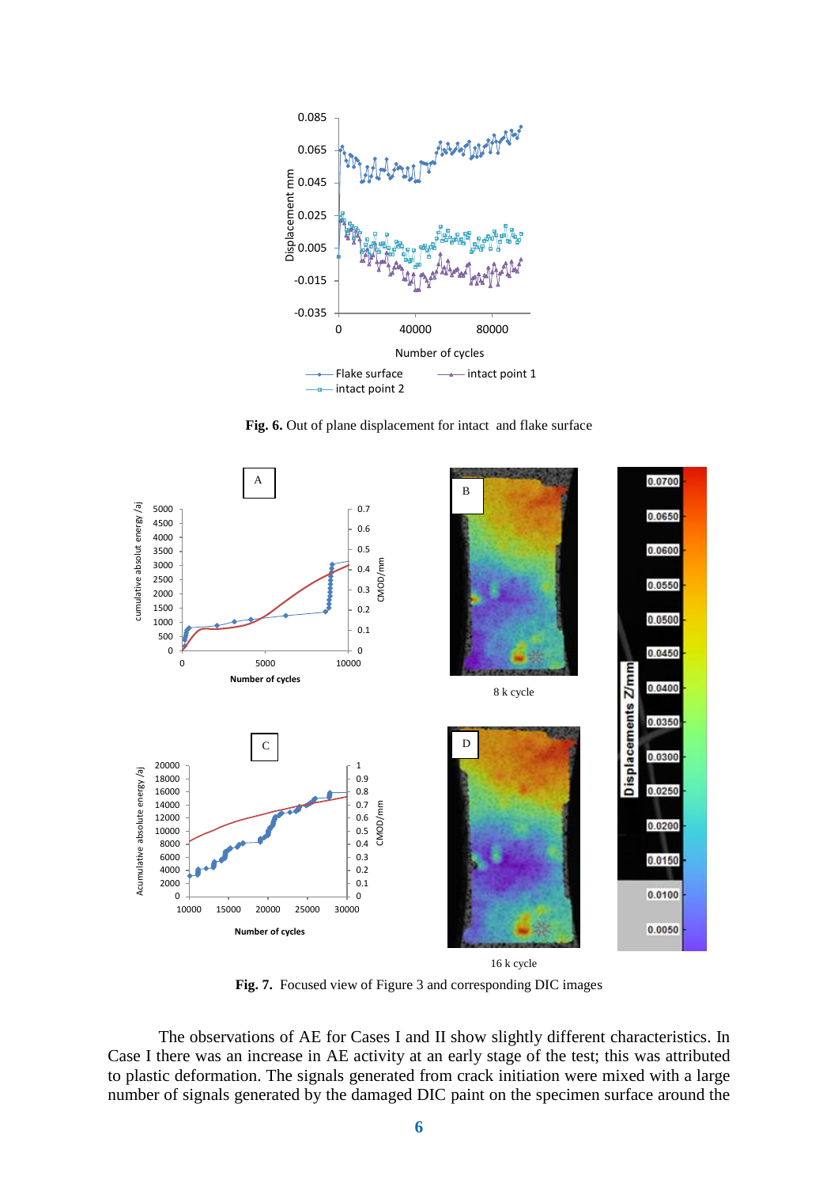**Fig. 6.** Out of plane displacement for intact and flake surface

8 k cycle

16 k cycle

**Fig. 7.** Focused view of Figure 3 and corresponding DIC images

The observations of AE for Cases I and II show slightly different characteristics. In Case I there was an increase in AE activity at an early stage of the test; this was attributed to plastic deformation. The signals generated from crack initiation were mixed with a large number of signals generated by the damaged DIC paint on the specimen surface around the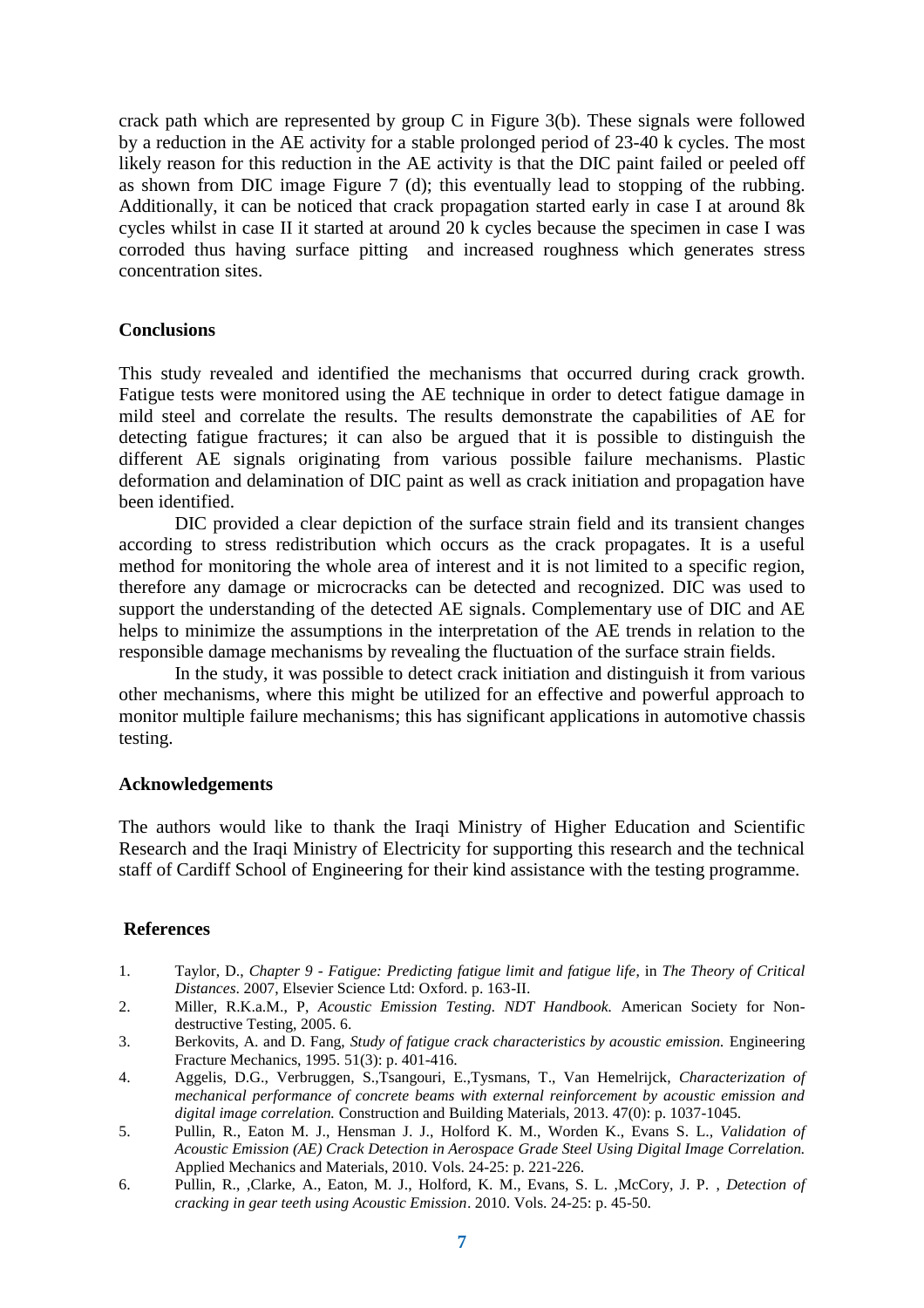crack path which are represented by group C in Figure 3(b). These signals were followed by a reduction in the AE activity for a stable prolonged period of 23-40 k cycles. The most likely reason for this reduction in the AE activity is that the DIC paint failed or peeled off as shown from DIC image Figure 7 (d); this eventually lead to stopping of the rubbing. Additionally, it can be noticed that crack propagation started early in case I at around 8k cycles whilst in case II it started at around 20 k cycles because the specimen in case I was corroded thus having surface pitting and increased roughness which generates stress concentration sites.

## Conclusions

This study revealed and identified the mechanisms that occurred during crack growth. Fatigue tests were monitored using the AE technique in order to detect fatigue damage in mild steel and correlate the results. The results demonstrate the capabilities of AE for detecting fatigue fractures; it can also be argued that it is possible to distinguish the different AE signals originating from various possible failure mechanisms. Plastic deformation and delamination of DIC paint as well as crack initiation and propagation have been identified.

DIC provided a clear depiction of the surface strain field and its transient changes according to stress redistribution which occurs as the crack propagates. It is a useful method for monitoring the whole area of interest and it is not limited to a specific region, therefore any damage or microcracks can be detected and recognized. DIC was used to support the understanding of the detected AE signals. Complementary use of DIC and AE helps to minimize the assumptions in the interpretation of the AE trends in relation to the responsible damage mechanisms by revealing the fluctuation of the surface strain fields.

In the study, it was possible to detect crack initiation and distinguish it from various other mechanisms, where this might be utilized for an effective and powerful approach to monitor multiple failure mechanisms; this has significant applications in automotive chassis testing.

## Acknowledgements

The authors would like to thank the Iraqi Ministry of Higher Education and Scientific Research and the Iraqi Ministry of Electricity for supporting this research and the technical staff of Cardiff School of Engineering for their kind assistance with the testing programme.

## References

1. Taylor, D., *Chapter 9 - Fatigue: Predicting fatigue limit and fatigue life*, in *The Theory of Critical Distances*. 2007, Elsevier Science Ltd: Oxford. p. 163-II.
2. Miller, R.K.a.M., P, *Acoustic Emission Testing. NDT Handbook.* American Society for Non-destructive Testing, 2005. 6.
3. Berkovits, A. and D. Fang, *Study of fatigue crack characteristics by acoustic emission.* Engineering Fracture Mechanics, 1995. 51(3): p. 401-416.
4. Aggelis, D.G., Verbruggen, S.,Tsangouri, E.,Tysmans, T., Van Hemelrijck, *Characterization of mechanical performance of concrete beams with external reinforcement by acoustic emission and digital image correlation.* Construction and Building Materials, 2013. 47(0): p. 1037-1045.
5. Pullin, R., Eaton M. J., Hensman J. J., Holford K. M., Worden K., Evans S. L., *Validation of Acoustic Emission (AE) Crack Detection in Aerospace Grade Steel Using Digital Image Correlation.* Applied Mechanics and Materials, 2010. Vols. 24-25: p. 221-226.
6. Pullin, R., ,Clarke, A., Eaton, M. J., Holford, K. M., Evans, S. L. ,McCory, J. P. , *Detection of cracking in gear teeth using Acoustic Emission*. 2010. Vols. 24-25: p. 45-50.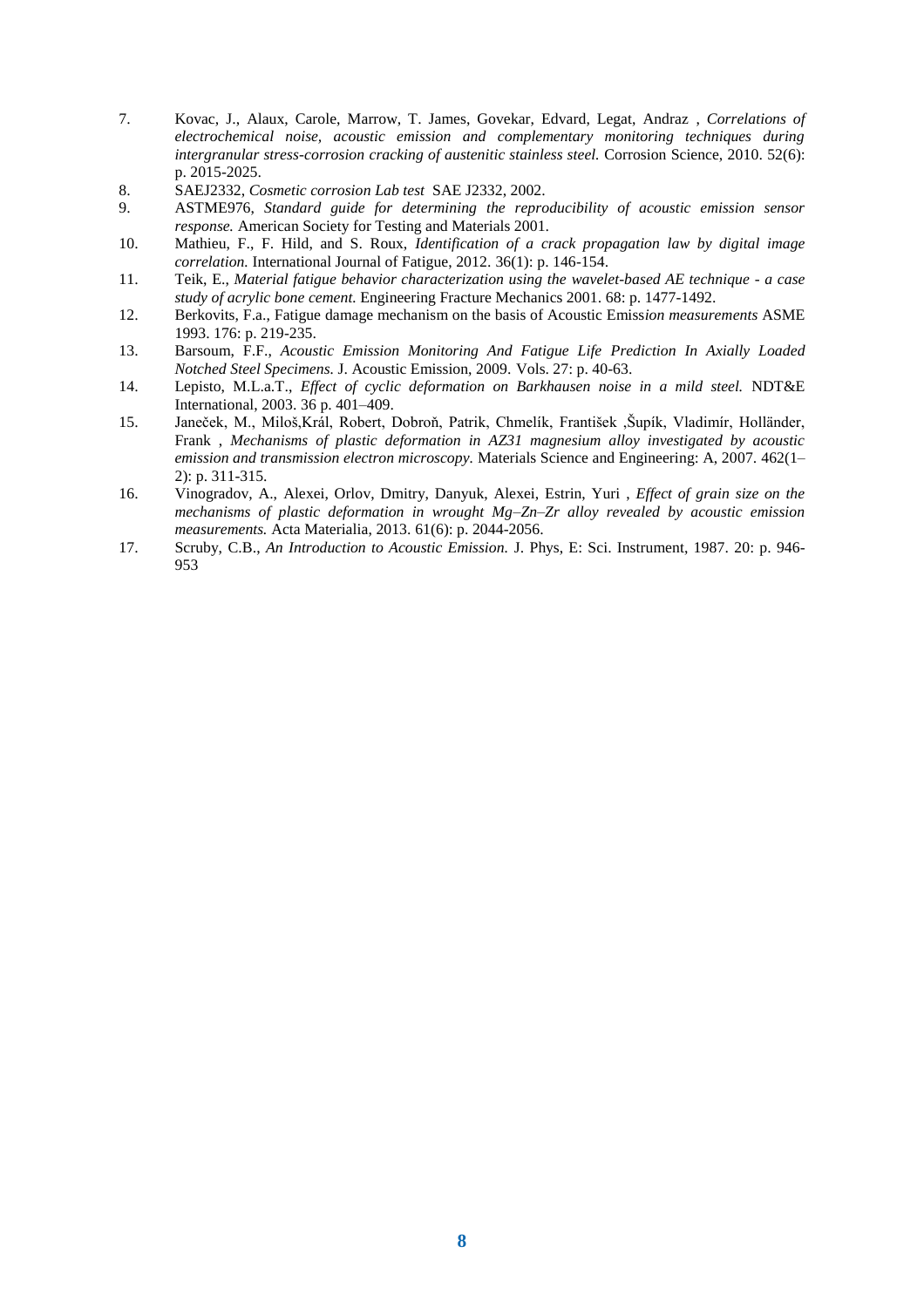7. Kovac, J., Alaux, Carole, Marrow, T. James, Govekar, Edvard, Legat, Andraz , *Correlations of electrochemical noise, acoustic emission and complementary monitoring techniques during intergranular stress-corrosion cracking of austenitic stainless steel.* Corrosion Science, 2010. 52(6): p. 2015-2025.
8. SAEJ2332, *Cosmetic corrosion Lab test* SAE J2332, 2002.
9. ASTME976, *Standard guide for determining the reproducibility of acoustic emission sensor response.* American Society for Testing and Materials 2001.
10. Mathieu, F., F. Hild, and S. Roux, *Identification of a crack propagation law by digital image correlation.* International Journal of Fatigue, 2012. 36(1): p. 146-154.
11. Teik, E., *Material fatigue behavior characterization using the wavelet-based AE technique - a case study of acrylic bone cement.* Engineering Fracture Mechanics 2001. 68: p. 1477-1492.
12. Berkovits, F.a., Fatigue damage mechanism on the basis of Acoustic Emiss*ion measurements* ASME 1993. 176: p. 219-235.
13. Barsoum, F.F., *Acoustic Emission Monitoring And Fatigue Life Prediction In Axially Loaded Notched Steel Specimens.* J. Acoustic Emission, 2009. Vols. 27: p. 40-63.
14. Lepisto, M.L.a.T., *Effect of cyclic deformation on Barkhausen noise in a mild steel.* NDT&E International, 2003. 36 p. 401–409.
15. Janeček, M., Miloš,Král, Robert, Dobroň, Patrik, Chmelík, František ,Šupík, Vladimír, Holländer, Frank , *Mechanisms of plastic deformation in AZ31 magnesium alloy investigated by acoustic emission and transmission electron microscopy.* Materials Science and Engineering: A, 2007. 462(1–2): p. 311-315.
16. Vinogradov, A., Alexei, Orlov, Dmitry, Danyuk, Alexei, Estrin, Yuri , *Effect of grain size on the mechanisms of plastic deformation in wrought Mg–Zn–Zr alloy revealed by acoustic emission measurements.* Acta Materialia, 2013. 61(6): p. 2044-2056.
17. Scruby, C.B., *An Introduction to Acoustic Emission.* J. Phys, E: Sci. Instrument, 1987. 20: p. 946-953